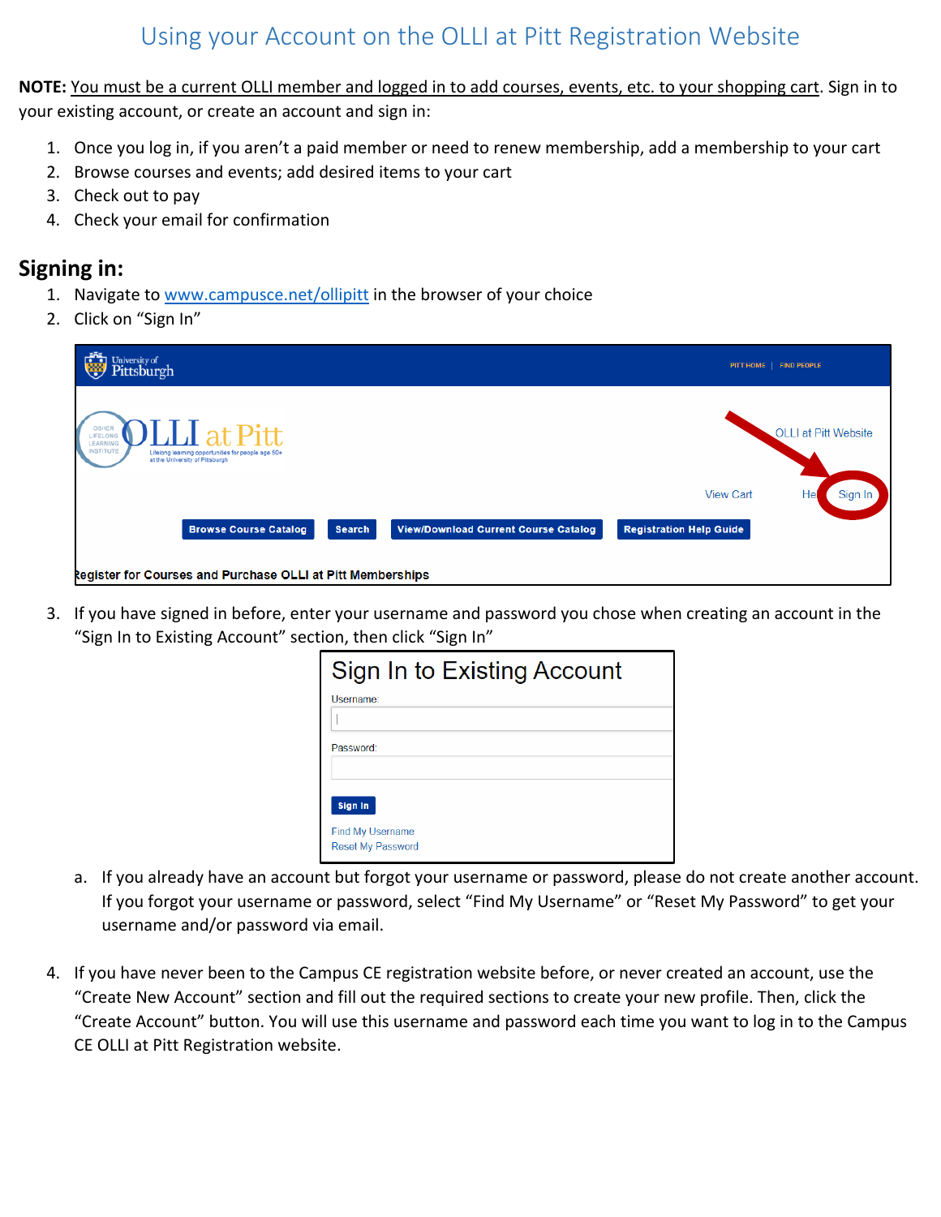# Using your Account on the OLLI at Pitt Registration Website

**NOTE:** You must be a current OLLI member and logged in to add courses, events, etc. to your shopping cart. Sign in to your existing account, or create an account and sign in:

1. Once you log in, if you aren't a paid member or need to renew membership, add a membership to your cart
2. Browse courses and events; add desired items to your cart
3. Check out to pay
4. Check your email for confirmation

## Signing in:

1. Navigate to www.campusce.net/ollipitt in the browser of your choice
2. Click on "Sign In"
3. If you have signed in before, enter your username and password you chose when creating an account in the "Sign In to Existing Account" section, then click "Sign In"
   a. If you already have an account but forgot your username or password, please do not create another account. If you forgot your username or password, select "Find My Username" or "Reset My Password" to get your username and/or password via email.
4. If you have never been to the Campus CE registration website before, or never created an account, use the "Create New Account" section and fill out the required sections to create your new profile. Then, click the "Create Account" button. You will use this username and password each time you want to log in to the Campus CE OLLI at Pitt Registration website.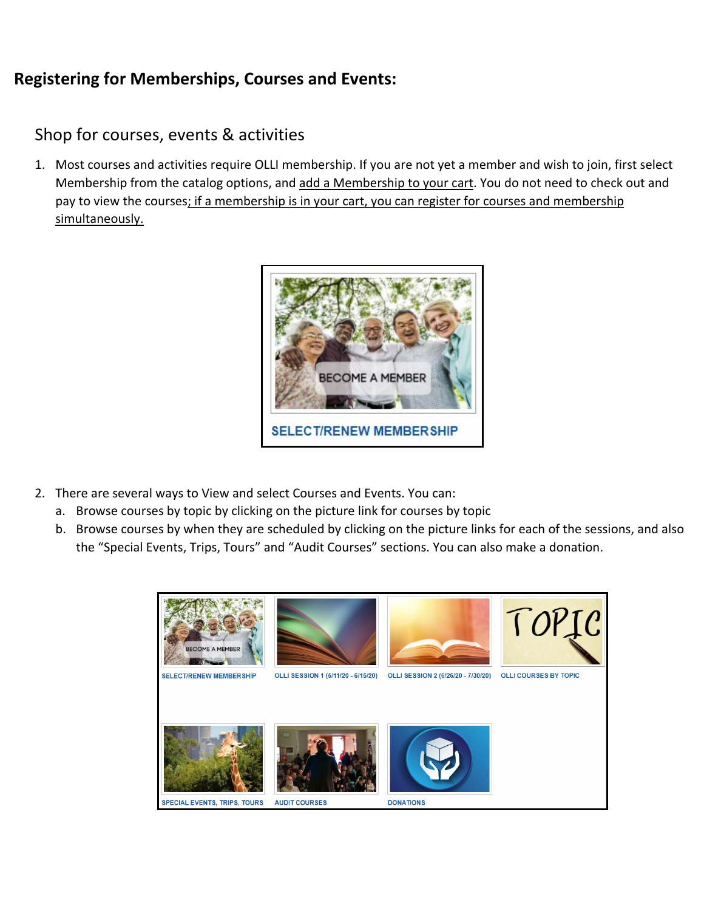## Registering for Memberships, Courses and Events:

### Shop for courses, events & activities

1. Most courses and activities require OLLI membership. If you are not yet a member and wish to join, first select Membership from the catalog options, and add a Membership to your cart. You do not need to check out and pay to view the courses; if a membership is in your cart, you can register for courses and membership simultaneously.

2. There are several ways to View and select Courses and Events. You can:
   a. Browse courses by topic by clicking on the picture link for courses by topic
   b. Browse courses by when they are scheduled by clicking on the picture links for each of the sessions, and also the "Special Events, Trips, Tours" and "Audit Courses" sections. You can also make a donation.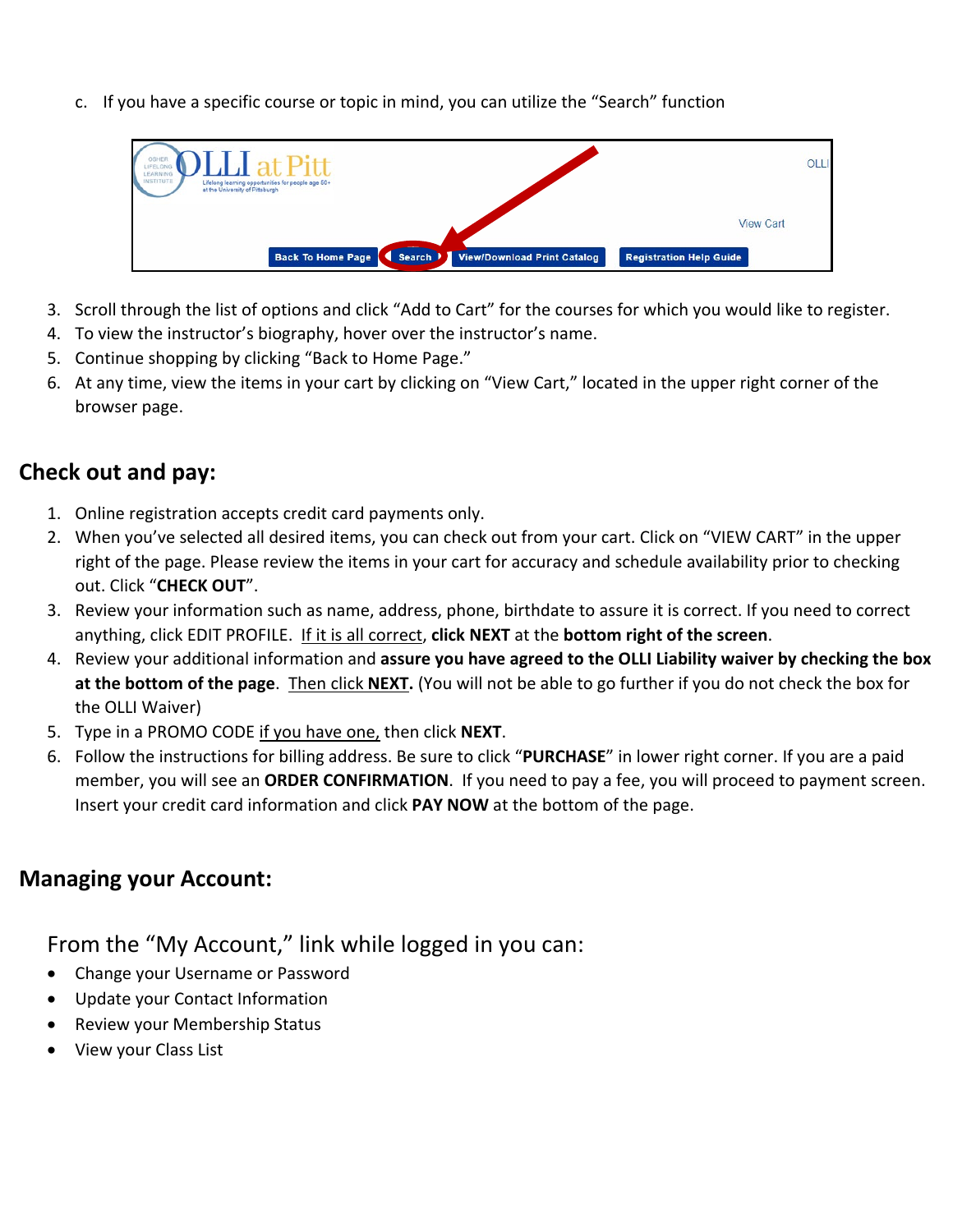c. If you have a specific course or topic in mind, you can utilize the "Search" function

3. Scroll through the list of options and click "Add to Cart" for the courses for which you would like to register.
4. To view the instructor's biography, hover over the instructor's name.
5. Continue shopping by clicking "Back to Home Page."
6. At any time, view the items in your cart by clicking on "View Cart," located in the upper right corner of the browser page.

## Check out and pay:

1. Online registration accepts credit card payments only.
2. When you've selected all desired items, you can check out from your cart. Click on "VIEW CART" in the upper right of the page. Please review the items in your cart for accuracy and schedule availability prior to checking out. Click "**CHECK OUT**".
3. Review your information such as name, address, phone, birthdate to assure it is correct. If you need to correct anything, click EDIT PROFILE. If it is all correct, **click NEXT** at the **bottom right of the screen**.
4. Review your additional information and **assure you have agreed to the OLLI Liability waiver by checking the box at the bottom of the page**. Then click **NEXT.** (You will not be able to go further if you do not check the box for the OLLI Waiver)
5. Type in a PROMO CODE if you have one, then click **NEXT**.
6. Follow the instructions for billing address. Be sure to click "**PURCHASE**" in lower right corner. If you are a paid member, you will see an **ORDER CONFIRMATION**. If you need to pay a fee, you will proceed to payment screen. Insert your credit card information and click **PAY NOW** at the bottom of the page.

## Managing your Account:

From the "My Account," link while logged in you can:

- Change your Username or Password
- Update your Contact Information
- Review your Membership Status
- View your Class List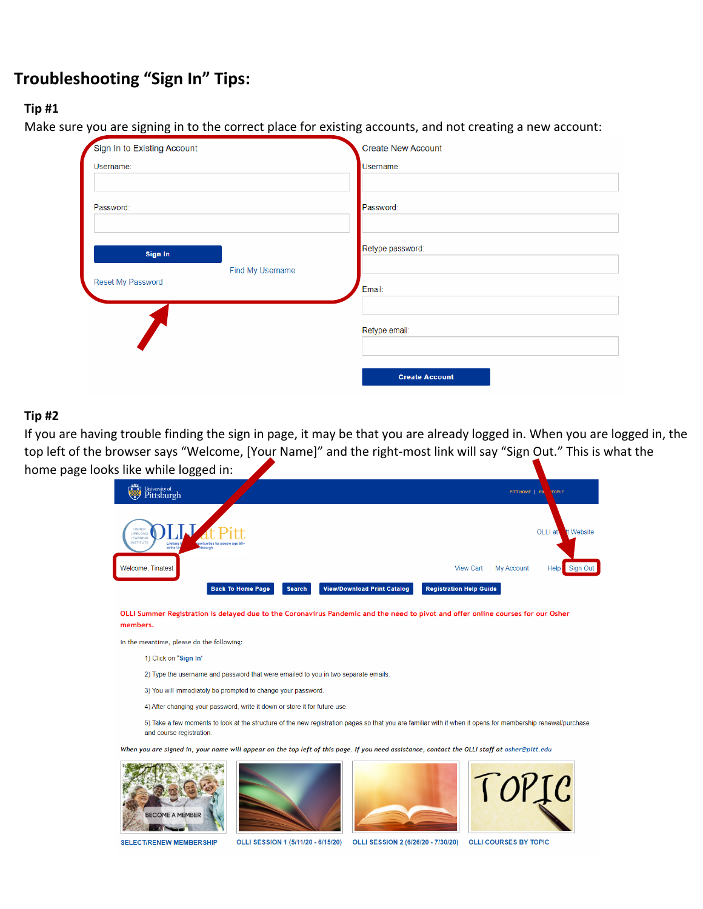# Troubleshooting "Sign In" Tips:

## Tip #1

Make sure you are signing in to the correct place for existing accounts, and not creating a new account:

Sign In to Existing Account

Username:

Password:

Sign In

Find My Username

Reset My Password

Create New Account

Username:

Password:

Retype password:

Email:

Retype email:

Create Account

## Tip #2

If you are having trouble finding the sign in page, it may be that you are already logged in. When you are logged in, the top left of the browser says "Welcome, [Your Name]" and the right-most link will say "Sign Out." This is what the home page looks like while logged in:

Welcome, Tinatest

View Cart My Account Help Sign Out

Back To Home Page | Search | View/Download Print Catalog | Registration Help Guide

OLLI Summer Registration is delayed due to the Coronavirus Pandemic and the need to pivot and offer online courses for our Osher members.

In the meantime, please do the following:

1) Click on "Sign In"

2) Type the username and password that were emailed to you in two separate emails.

3) You will immediately be prompted to change your password.

4) After changing your password, write it down or store it for future use.

5) Take a few moments to look at the structure of the new registration pages so that you are familiar with it when it opens for membership renewal/purchase and course registration.

*When you are signed in, your name will appear on the top left of this page. If you need assistance, contact the OLLI staff at osher@pitt.edu*

SELECT/RENEW MEMBERSHIP | OLLI SESSION 1 (5/11/20 - 6/15/20) | OLLI SESSION 2 (6/26/20 - 7/30/20) | OLLI COURSES BY TOPIC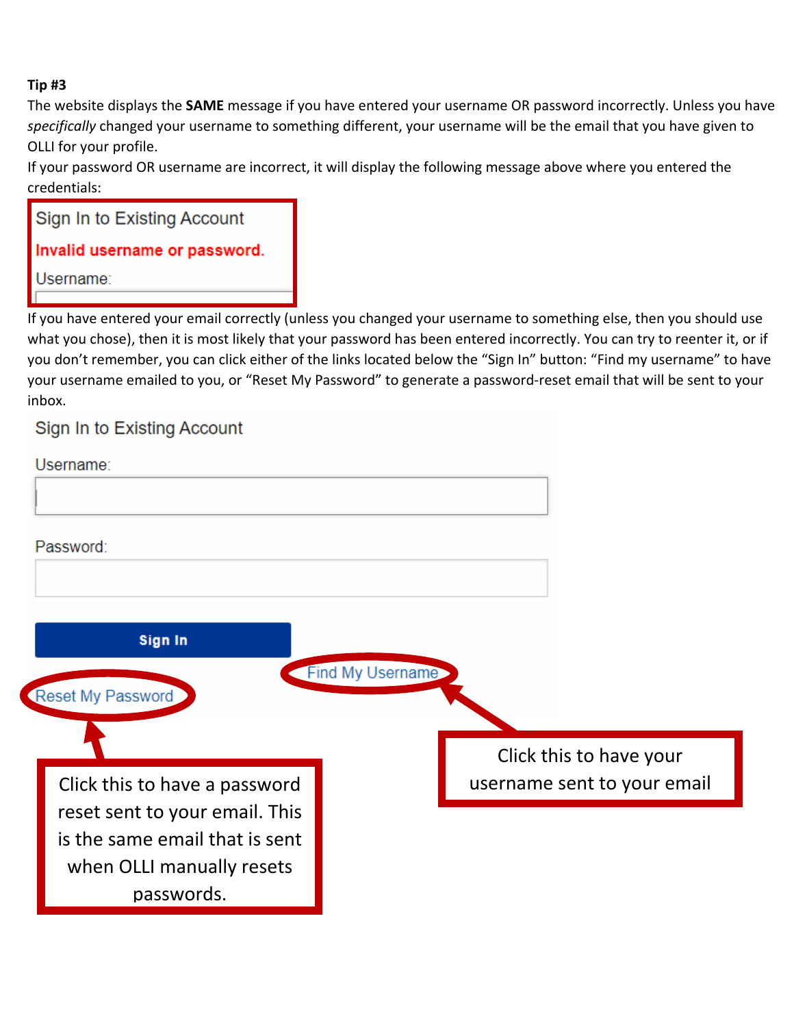**Tip #3**

The website displays the **SAME** message if you have entered your username OR password incorrectly. Unless you have *specifically* changed your username to something different, your username will be the email that you have given to OLLI for your profile.

If your password OR username are incorrect, it will display the following message above where you entered the credentials:

Sign In to Existing Account

Invalid username or password.

Username:

If you have entered your email correctly (unless you changed your username to something else, then you should use what you chose), then it is most likely that your password has been entered incorrectly. You can try to reenter it, or if you don't remember, you can click either of the links located below the "Sign In" button: "Find my username" to have your username emailed to you, or "Reset My Password" to generate a password-reset email that will be sent to your inbox.

Sign In to Existing Account

Username:

Password:

Sign In

Reset My Password

Find My Username

Click this to have a password reset sent to your email. This is the same email that is sent when OLLI manually resets passwords.

Click this to have your username sent to your email